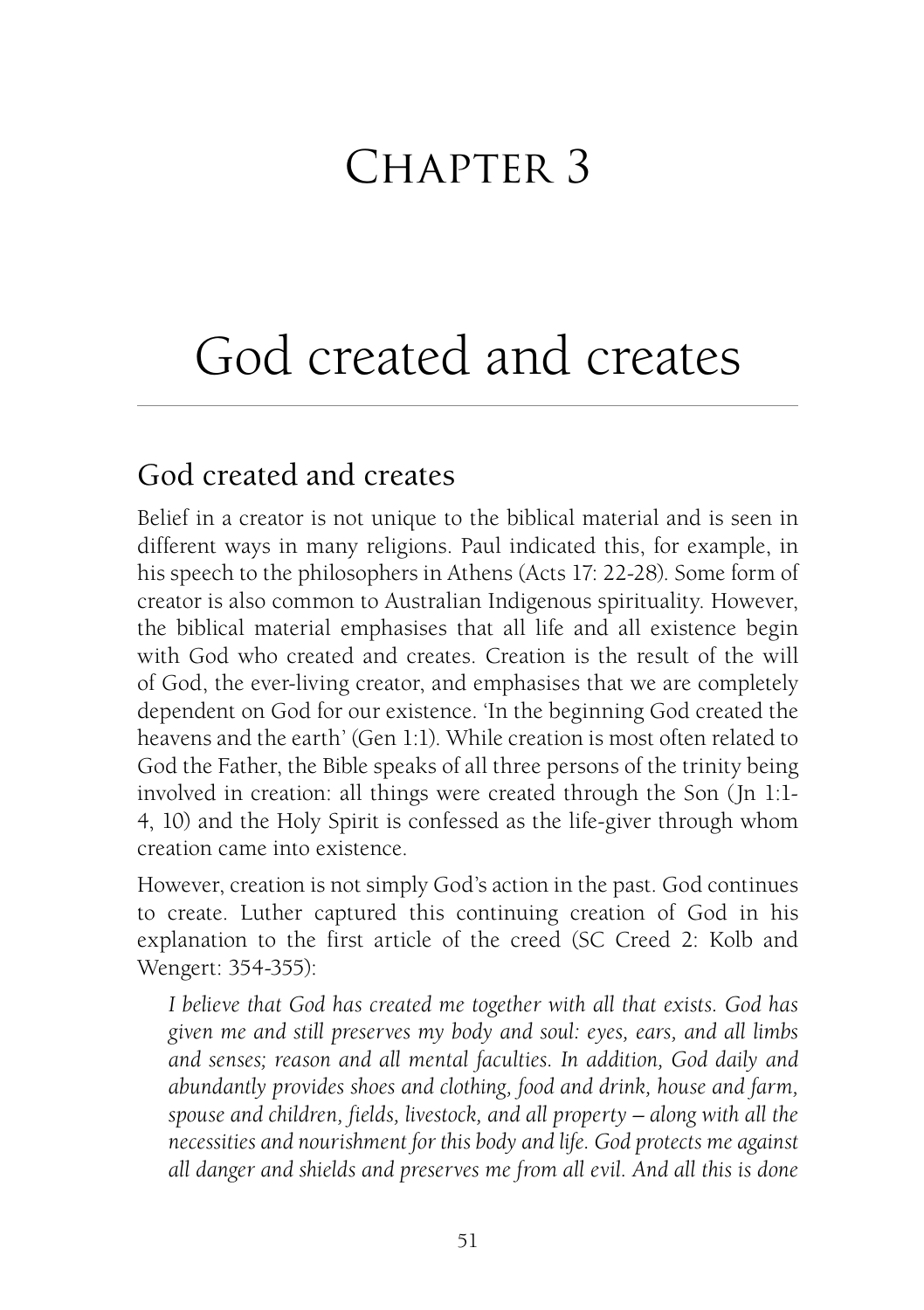# Chapter 3

# God created and creates

## God created and creates

Belief in a creator is not unique to the biblical material and is seen in different ways in many religions. Paul indicated this, for example, in his speech to the philosophers in Athens (Acts 17: 22-28). Some form of creator is also common to Australian Indigenous spirituality. However, the biblical material emphasises that all life and all existence begin with God who created and creates. Creation is the result of the will of God, the ever-living creator, and emphasises that we are completely dependent on God for our existence. 'In the beginning God created the heavens and the earth' (Gen 1:1). While creation is most often related to God the Father, the Bible speaks of all three persons of the trinity being involved in creation: all things were created through the Son (Jn 1:1-4, 10) and the Holy Spirit is confessed as the life-giver through whom creation came into existence.

However, creation is not simply God's action in the past. God continues to create. Luther captured this continuing creation of God in his explanation to the first article of the creed (SC Creed 2: Kolb and Wengert: 354-355):

> *I believe that God has created me together with all that exists. God has given me and still preserves my body and soul: eyes, ears, and all limbs and senses; reason and all mental faculties. In addition, God daily and abundantly provides shoes and clothing, food and drink, house and farm, spouse and children, fields, livestock, and all property – along with all the necessities and nourishment for this body and life. God protects me against all danger and shields and preserves me from all evil. And all this is done*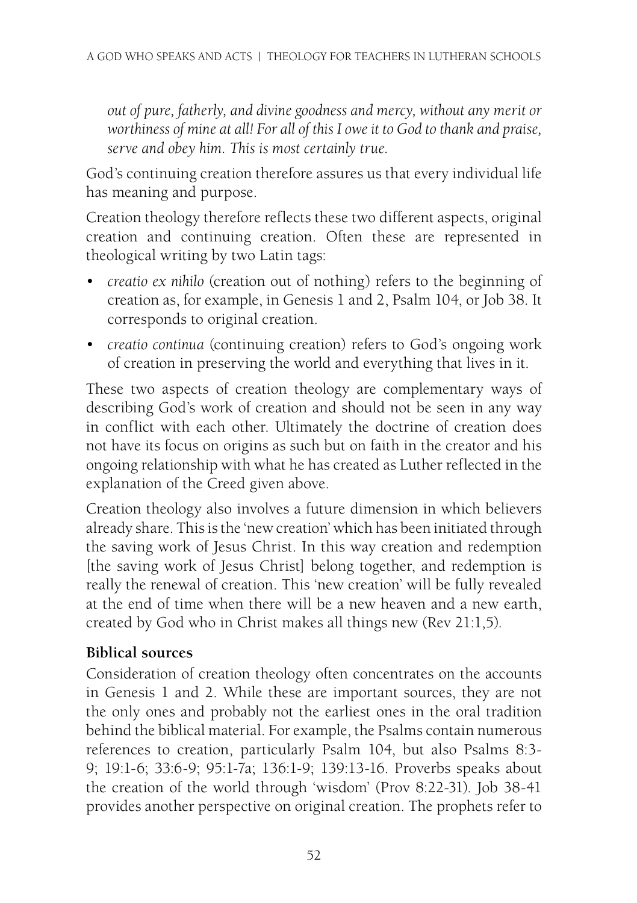*out of pure, fatherly, and divine goodness and mercy, without any merit or worthiness of mine at all! For all of this I owe it to God to thank and praise, serve and obey him. This is most certainly true.*

God's continuing creation therefore assures us that every individual life has meaning and purpose.

Creation theology therefore reflects these two different aspects, original creation and continuing creation. Often these are represented in theological writing by two Latin tags:

- *creatio ex nihilo* (creation out of nothing) refers to the beginning of creation as, for example, in Genesis 1 and 2, Psalm 104, or Job 38. It corresponds to original creation.
- *creatio continua* (continuing creation) refers to God's ongoing work of creation in preserving the world and everything that lives in it.

These two aspects of creation theology are complementary ways of describing God's work of creation and should not be seen in any way in conflict with each other. Ultimately the doctrine of creation does not have its focus on origins as such but on faith in the creator and his ongoing relationship with what he has created as Luther reflected in the explanation of the Creed given above.

Creation theology also involves a future dimension in which believers already share. This is the 'new creation' which has been initiated through the saving work of Jesus Christ. In this way creation and redemption [the saving work of Jesus Christ] belong together, and redemption is really the renewal of creation. This 'new creation' will be fully revealed at the end of time when there will be a new heaven and a new earth, created by God who in Christ makes all things new (Rev 21:1,5).

**Biblical sources**

Consideration of creation theology often concentrates on the accounts in Genesis 1 and 2. While these are important sources, they are not the only ones and probably not the earliest ones in the oral tradition behind the biblical material. For example, the Psalms contain numerous references to creation, particularly Psalm 104, but also Psalms 8:3-9; 19:1-6; 33:6-9; 95:1-7a; 136:1-9; 139:13-16. Proverbs speaks about the creation of the world through 'wisdom' (Prov 8:22-31). Job 38-41 provides another perspective on original creation. The prophets refer to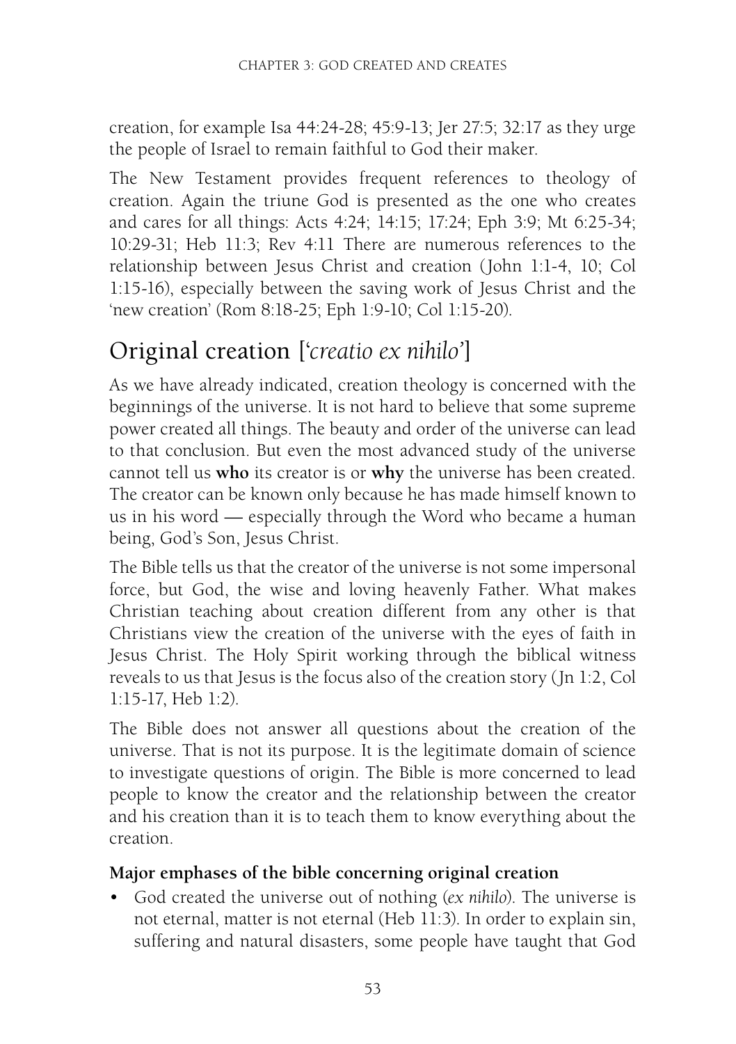creation, for example Isa 44:24-28; 45:9-13; Jer 27:5; 32:17 as they urge the people of Israel to remain faithful to God their maker.

The New Testament provides frequent references to theology of creation. Again the triune God is presented as the one who creates and cares for all things: Acts 4:24; 14:15; 17:24; Eph 3:9; Mt 6:25-34; 10:29-31; Heb 11:3; Rev 4:11 There are numerous references to the relationship between Jesus Christ and creation (John 1:1-4, 10; Col 1:15-16), especially between the saving work of Jesus Christ and the 'new creation' (Rom 8:18-25; Eph 1:9-10; Col 1:15-20).

## Original creation ['*creatio ex nihilo*']

As we have already indicated, creation theology is concerned with the beginnings of the universe. It is not hard to believe that some supreme power created all things. The beauty and order of the universe can lead to that conclusion. But even the most advanced study of the universe cannot tell us **who** its creator is or **why** the universe has been created. The creator can be known only because he has made himself known to us in his word — especially through the Word who became a human being, God's Son, Jesus Christ.

The Bible tells us that the creator of the universe is not some impersonal force, but God, the wise and loving heavenly Father. What makes Christian teaching about creation different from any other is that Christians view the creation of the universe with the eyes of faith in Jesus Christ. The Holy Spirit working through the biblical witness reveals to us that Jesus is the focus also of the creation story (Jn 1:2, Col 1:15-17, Heb 1:2).

The Bible does not answer all questions about the creation of the universe. That is not its purpose. It is the legitimate domain of science to investigate questions of origin. The Bible is more concerned to lead people to know the creator and the relationship between the creator and his creation than it is to teach them to know everything about the creation.

### Major emphases of the bible concerning original creation

- God created the universe out of nothing (*ex nihilo*). The universe is not eternal, matter is not eternal (Heb 11:3). In order to explain sin, suffering and natural disasters, some people have taught that God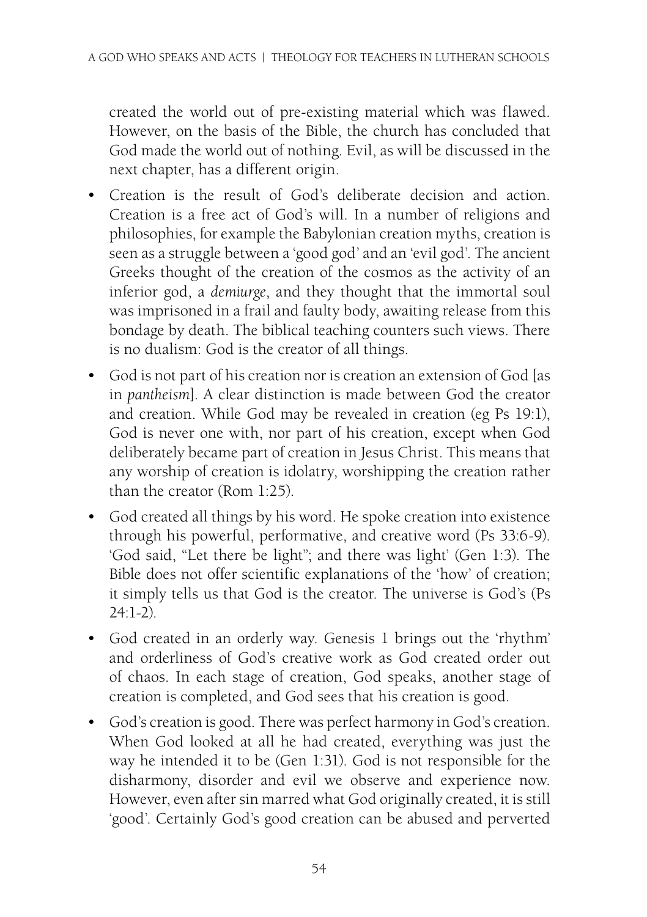created the world out of pre-existing material which was flawed. However, on the basis of the Bible, the church has concluded that God made the world out of nothing. Evil, as will be discussed in the next chapter, has a different origin.

- Creation is the result of God's deliberate decision and action. Creation is a free act of God's will. In a number of religions and philosophies, for example the Babylonian creation myths, creation is seen as a struggle between a 'good god' and an 'evil god'. The ancient Greeks thought of the creation of the cosmos as the activity of an inferior god, a *demiurge*, and they thought that the immortal soul was imprisoned in a frail and faulty body, awaiting release from this bondage by death. The biblical teaching counters such views. There is no dualism: God is the creator of all things.
- God is not part of his creation nor is creation an extension of God [as in *pantheism*]. A clear distinction is made between God the creator and creation. While God may be revealed in creation (eg Ps 19:1), God is never one with, nor part of his creation, except when God deliberately became part of creation in Jesus Christ. This means that any worship of creation is idolatry, worshipping the creation rather than the creator (Rom 1:25).
- God created all things by his word. He spoke creation into existence through his powerful, performative, and creative word (Ps 33:6-9). 'God said, "Let there be light"; and there was light' (Gen 1:3). The Bible does not offer scientific explanations of the 'how' of creation; it simply tells us that God is the creator. The universe is God's (Ps 24:1-2).
- God created in an orderly way. Genesis 1 brings out the 'rhythm' and orderliness of God's creative work as God created order out of chaos. In each stage of creation, God speaks, another stage of creation is completed, and God sees that his creation is good.
- God's creation is good. There was perfect harmony in God's creation. When God looked at all he had created, everything was just the way he intended it to be (Gen 1:31). God is not responsible for the disharmony, disorder and evil we observe and experience now. However, even after sin marred what God originally created, it is still 'good'. Certainly God's good creation can be abused and perverted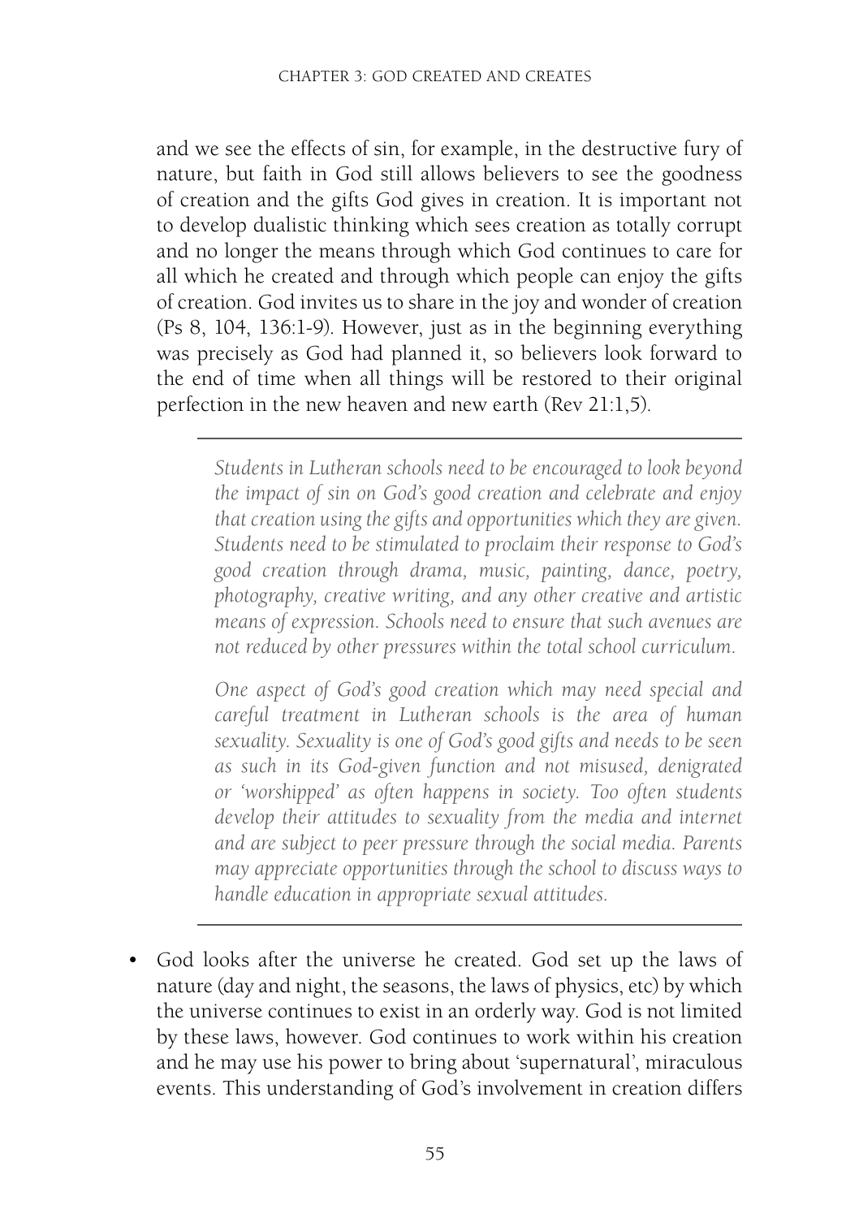and we see the effects of sin, for example, in the destructive fury of nature, but faith in God still allows believers to see the goodness of creation and the gifts God gives in creation. It is important not to develop dualistic thinking which sees creation as totally corrupt and no longer the means through which God continues to care for all which he created and through which people can enjoy the gifts of creation. God invites us to share in the joy and wonder of creation (Ps 8, 104, 136:1-9). However, just as in the beginning everything was precisely as God had planned it, so believers look forward to the end of time when all things will be restored to their original perfection in the new heaven and new earth (Rev 21:1,5).

---

> *Students in Lutheran schools need to be encouraged to look beyond the impact of sin on God's good creation and celebrate and enjoy that creation using the gifts and opportunities which they are given. Students need to be stimulated to proclaim their response to God's good creation through drama, music, painting, dance, poetry, photography, creative writing, and any other creative and artistic means of expression. Schools need to ensure that such avenues are not reduced by other pressures within the total school curriculum.*
>
> *One aspect of God's good creation which may need special and careful treatment in Lutheran schools is the area of human sexuality. Sexuality is one of God's good gifts and needs to be seen as such in its God-given function and not misused, denigrated or 'worshipped' as often happens in society. Too often students develop their attitudes to sexuality from the media and internet and are subject to peer pressure through the social media. Parents may appreciate opportunities through the school to discuss ways to handle education in appropriate sexual attitudes.*

---

- God looks after the universe he created. God set up the laws of nature (day and night, the seasons, the laws of physics, etc) by which the universe continues to exist in an orderly way. God is not limited by these laws, however. God continues to work within his creation and he may use his power to bring about 'supernatural', miraculous events. This understanding of God's involvement in creation differs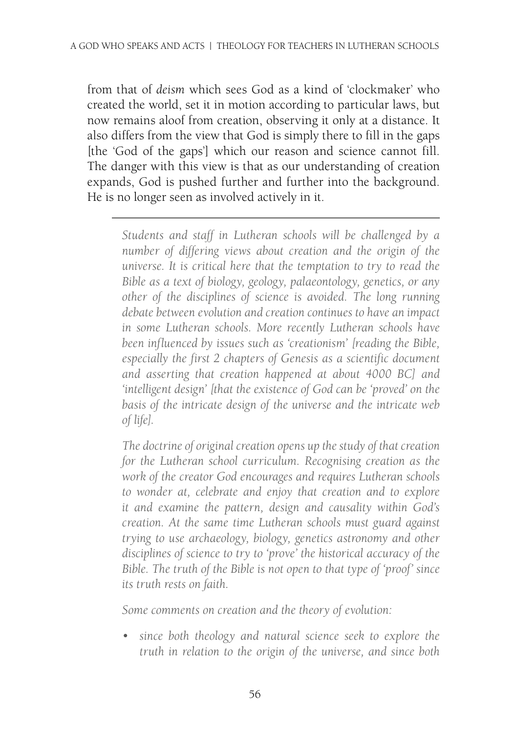from that of *deism* which sees God as a kind of 'clockmaker' who created the world, set it in motion according to particular laws, but now remains aloof from creation, observing it only at a distance. It also differs from the view that God is simply there to fill in the gaps [the 'God of the gaps'] which our reason and science cannot fill. The danger with this view is that as our understanding of creation expands, God is pushed further and further into the background. He is no longer seen as involved actively in it.

---

*Students and staff in Lutheran schools will be challenged by a number of differing views about creation and the origin of the universe. It is critical here that the temptation to try to read the Bible as a text of biology, geology, palaeontology, genetics, or any other of the disciplines of science is avoided. The long running debate between evolution and creation continues to have an impact in some Lutheran schools. More recently Lutheran schools have been influenced by issues such as 'creationism' [reading the Bible, especially the first 2 chapters of Genesis as a scientific document and asserting that creation happened at about 4000 BC] and 'intelligent design' [that the existence of God can be 'proved' on the basis of the intricate design of the universe and the intricate web of life].*

*The doctrine of original creation opens up the study of that creation for the Lutheran school curriculum. Recognising creation as the work of the creator God encourages and requires Lutheran schools to wonder at, celebrate and enjoy that creation and to explore it and examine the pattern, design and causality within God's creation. At the same time Lutheran schools must guard against trying to use archaeology, biology, genetics astronomy and other disciplines of science to try to 'prove' the historical accuracy of the Bible. The truth of the Bible is not open to that type of 'proof' since its truth rests on faith.*

*Some comments on creation and the theory of evolution:*

- *since both theology and natural science seek to explore the truth in relation to the origin of the universe, and since both*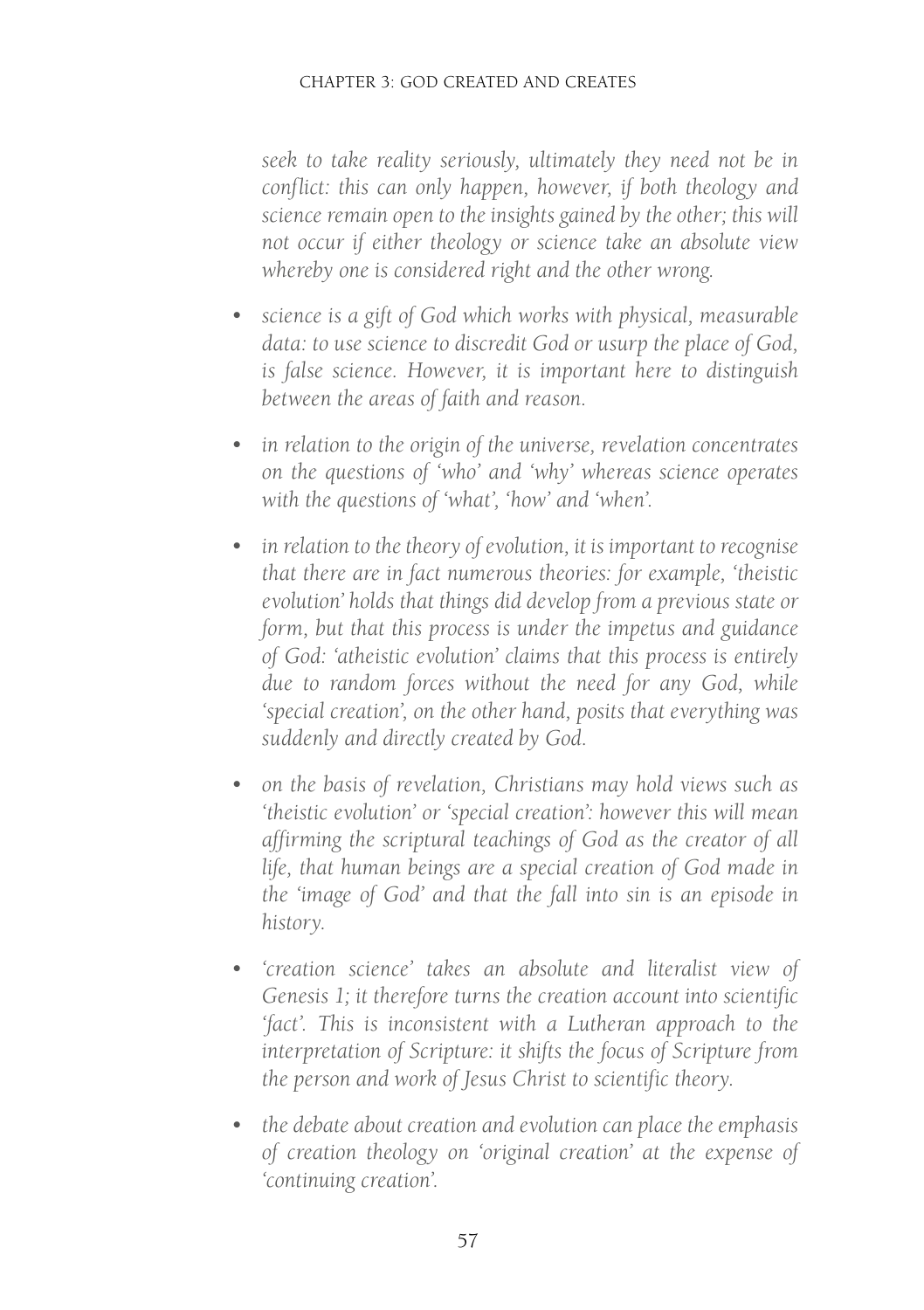*seek to take reality seriously, ultimately they need not be in conflict: this can only happen, however, if both theology and science remain open to the insights gained by the other; this will not occur if either theology or science take an absolute view whereby one is considered right and the other wrong.*

- *science is a gift of God which works with physical, measurable data: to use science to discredit God or usurp the place of God, is false science. However, it is important here to distinguish between the areas of faith and reason.*
- *in relation to the origin of the universe, revelation concentrates on the questions of 'who' and 'why' whereas science operates with the questions of 'what', 'how' and 'when'.*
- *in relation to the theory of evolution, it is important to recognise that there are in fact numerous theories: for example, 'theistic evolution' holds that things did develop from a previous state or form, but that this process is under the impetus and guidance of God: 'atheistic evolution' claims that this process is entirely due to random forces without the need for any God, while 'special creation', on the other hand, posits that everything was suddenly and directly created by God.*
- *on the basis of revelation, Christians may hold views such as 'theistic evolution' or 'special creation': however this will mean affirming the scriptural teachings of God as the creator of all life, that human beings are a special creation of God made in the 'image of God' and that the fall into sin is an episode in history.*
- *'creation science' takes an absolute and literalist view of Genesis 1; it therefore turns the creation account into scientific 'fact'. This is inconsistent with a Lutheran approach to the interpretation of Scripture: it shifts the focus of Scripture from the person and work of Jesus Christ to scientific theory.*
- *the debate about creation and evolution can place the emphasis of creation theology on 'original creation' at the expense of 'continuing creation'.*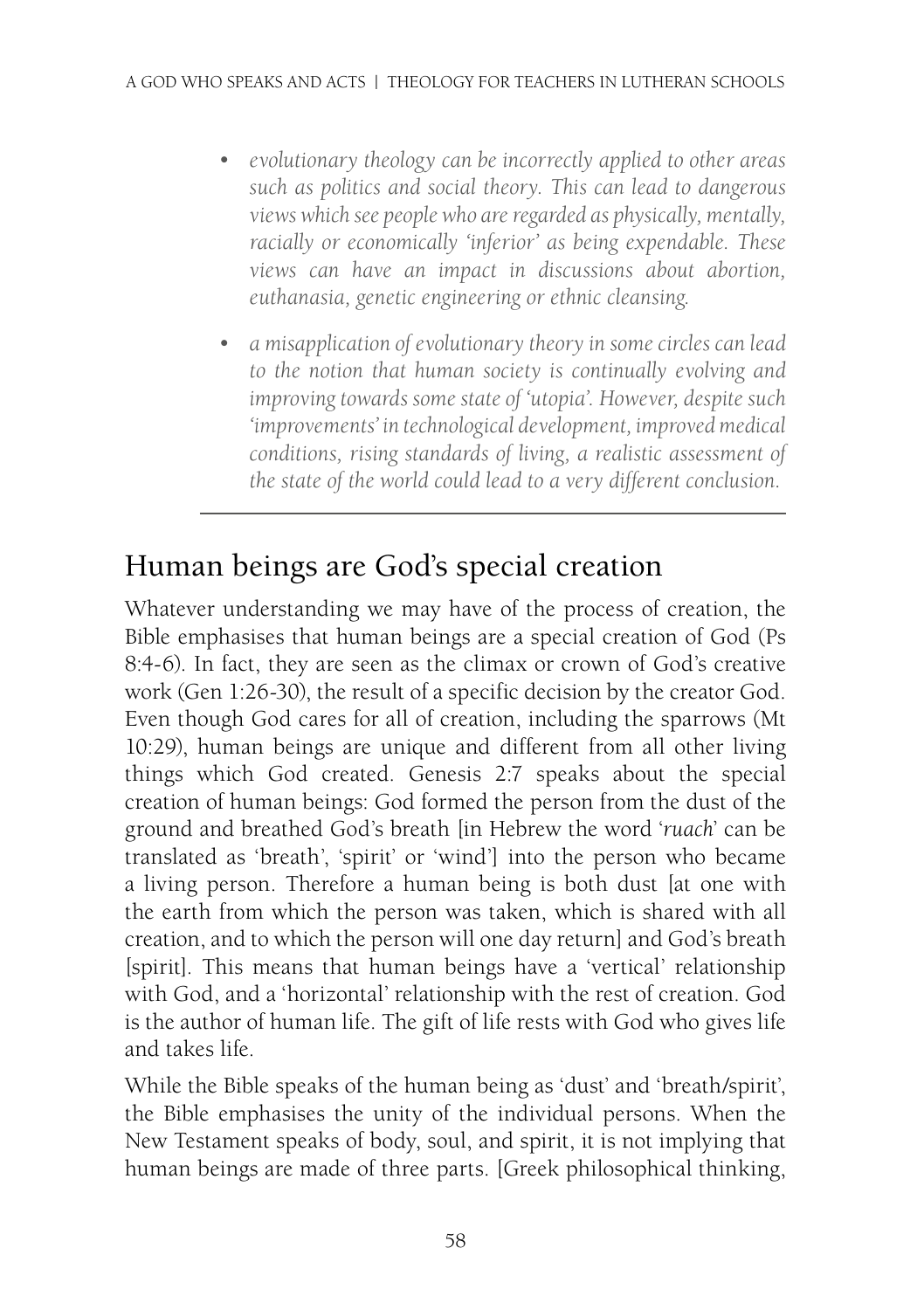- *evolutionary theology can be incorrectly applied to other areas such as politics and social theory. This can lead to dangerous views which see people who are regarded as physically, mentally, racially or economically 'inferior' as being expendable. These views can have an impact in discussions about abortion, euthanasia, genetic engineering or ethnic cleansing.*

- *a misapplication of evolutionary theory in some circles can lead to the notion that human society is continually evolving and improving towards some state of 'utopia'. However, despite such 'improvements' in technological development, improved medical conditions, rising standards of living, a realistic assessment of the state of the world could lead to a very different conclusion.*

---

## Human beings are God's special creation

Whatever understanding we may have of the process of creation, the Bible emphasises that human beings are a special creation of God (Ps 8:4-6). In fact, they are seen as the climax or crown of God's creative work (Gen 1:26-30), the result of a specific decision by the creator God. Even though God cares for all of creation, including the sparrows (Mt 10:29), human beings are unique and different from all other living things which God created. Genesis 2:7 speaks about the special creation of human beings: God formed the person from the dust of the ground and breathed God's breath [in Hebrew the word '*ruach*' can be translated as 'breath', 'spirit' or 'wind'] into the person who became a living person. Therefore a human being is both dust [at one with the earth from which the person was taken, which is shared with all creation, and to which the person will one day return] and God's breath [spirit]. This means that human beings have a 'vertical' relationship with God, and a 'horizontal' relationship with the rest of creation. God is the author of human life. The gift of life rests with God who gives life and takes life.

While the Bible speaks of the human being as 'dust' and 'breath/spirit', the Bible emphasises the unity of the individual persons. When the New Testament speaks of body, soul, and spirit, it is not implying that human beings are made of three parts. [Greek philosophical thinking,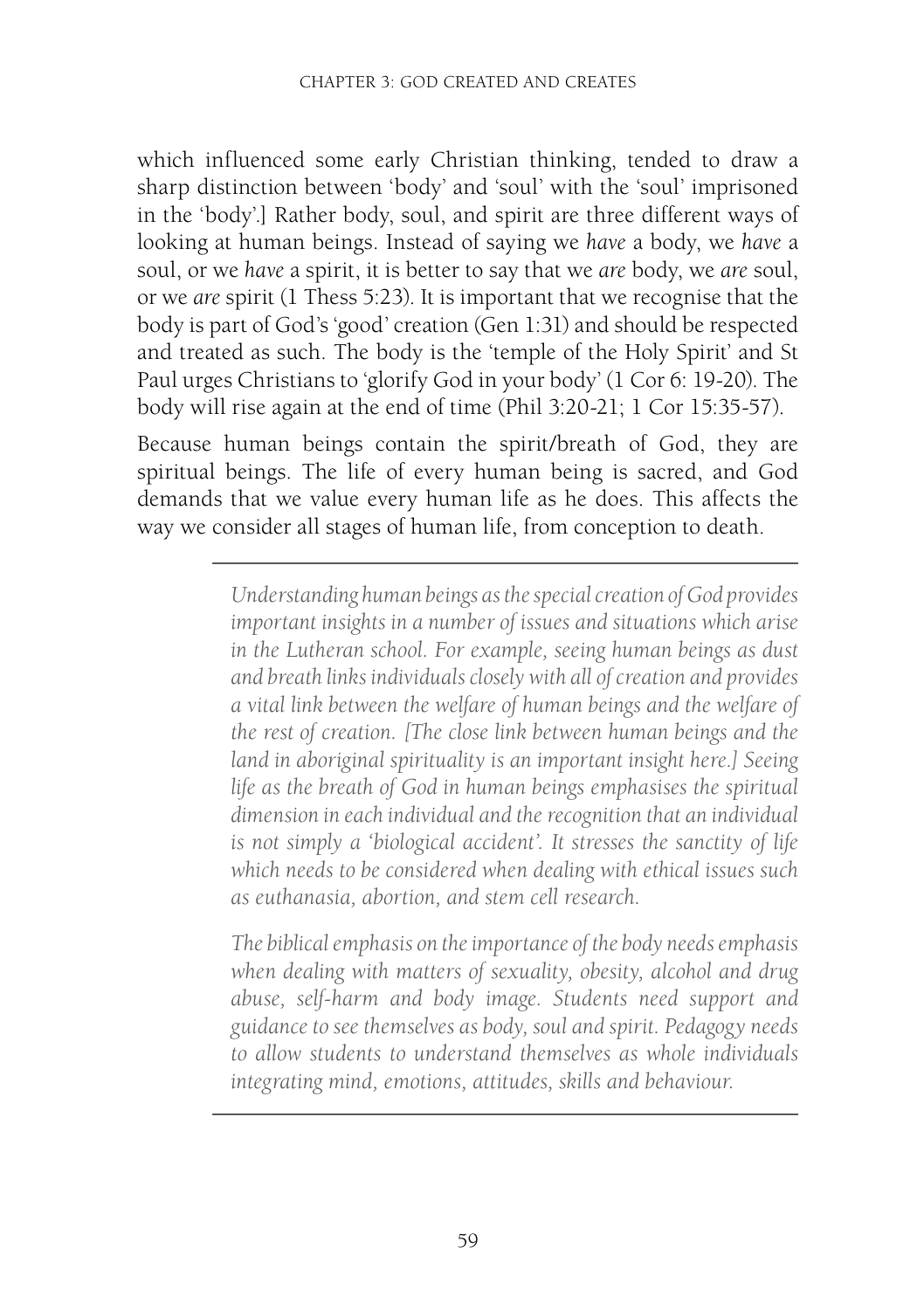which influenced some early Christian thinking, tended to draw a sharp distinction between 'body' and 'soul' with the 'soul' imprisoned in the 'body'.] Rather body, soul, and spirit are three different ways of looking at human beings. Instead of saying we *have* a body, we *have* a soul, or we *have* a spirit, it is better to say that we *are* body, we *are* soul, or we *are* spirit (1 Thess 5:23). It is important that we recognise that the body is part of God's 'good' creation (Gen 1:31) and should be respected and treated as such. The body is the 'temple of the Holy Spirit' and St Paul urges Christians to 'glorify God in your body' (1 Cor 6: 19-20). The body will rise again at the end of time (Phil 3:20-21; 1 Cor 15:35-57).

Because human beings contain the spirit/breath of God, they are spiritual beings. The life of every human being is sacred, and God demands that we value every human life as he does. This affects the way we consider all stages of human life, from conception to death.

---

*Understanding human beings as the special creation of God provides important insights in a number of issues and situations which arise in the Lutheran school. For example, seeing human beings as dust and breath links individuals closely with all of creation and provides a vital link between the welfare of human beings and the welfare of the rest of creation. [The close link between human beings and the land in aboriginal spirituality is an important insight here.] Seeing life as the breath of God in human beings emphasises the spiritual dimension in each individual and the recognition that an individual is not simply a 'biological accident'. It stresses the sanctity of life which needs to be considered when dealing with ethical issues such as euthanasia, abortion, and stem cell research.*

*The biblical emphasis on the importance of the body needs emphasis when dealing with matters of sexuality, obesity, alcohol and drug abuse, self-harm and body image. Students need support and guidance to see themselves as body, soul and spirit. Pedagogy needs to allow students to understand themselves as whole individuals integrating mind, emotions, attitudes, skills and behaviour.*

---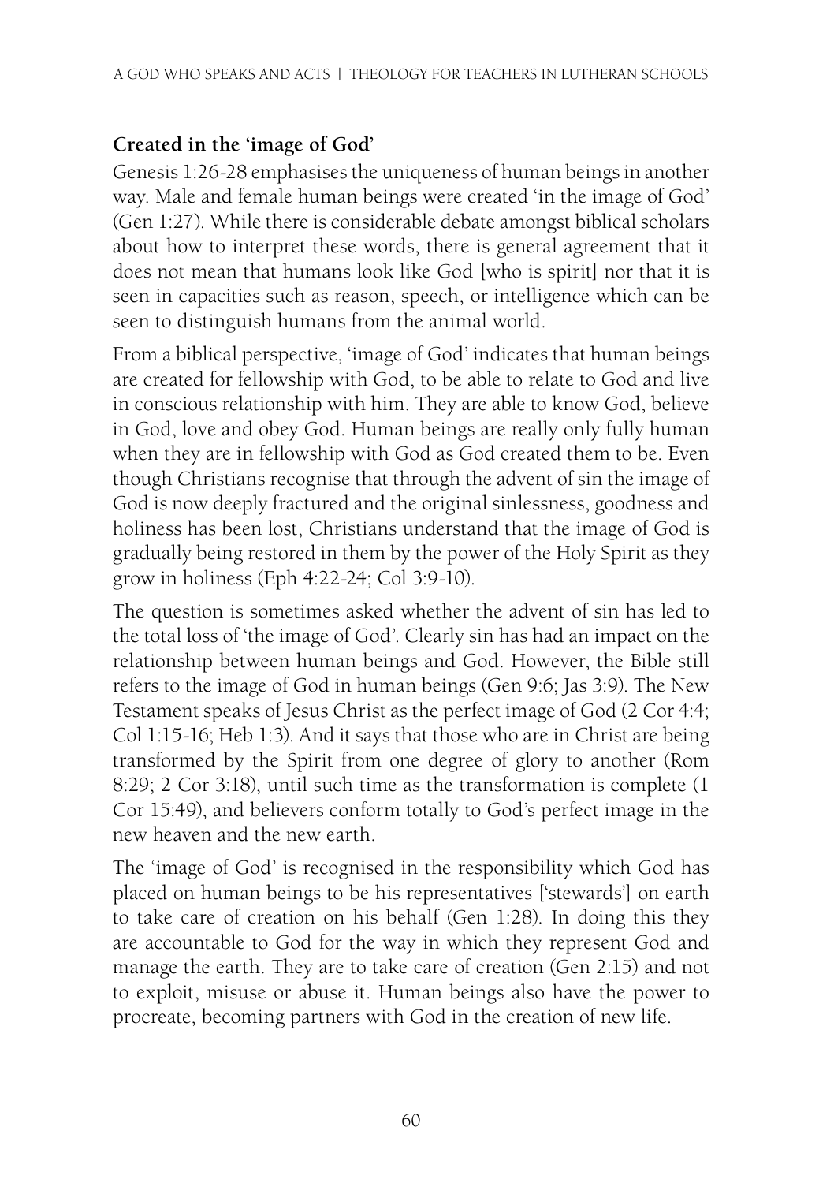### Created in the 'image of God'

Genesis 1:26-28 emphasises the uniqueness of human beings in another way. Male and female human beings were created 'in the image of God' (Gen 1:27). While there is considerable debate amongst biblical scholars about how to interpret these words, there is general agreement that it does not mean that humans look like God [who is spirit] nor that it is seen in capacities such as reason, speech, or intelligence which can be seen to distinguish humans from the animal world.

From a biblical perspective, 'image of God' indicates that human beings are created for fellowship with God, to be able to relate to God and live in conscious relationship with him. They are able to know God, believe in God, love and obey God. Human beings are really only fully human when they are in fellowship with God as God created them to be. Even though Christians recognise that through the advent of sin the image of God is now deeply fractured and the original sinlessness, goodness and holiness has been lost, Christians understand that the image of God is gradually being restored in them by the power of the Holy Spirit as they grow in holiness (Eph 4:22-24; Col 3:9-10).

The question is sometimes asked whether the advent of sin has led to the total loss of 'the image of God'. Clearly sin has had an impact on the relationship between human beings and God. However, the Bible still refers to the image of God in human beings (Gen 9:6; Jas 3:9). The New Testament speaks of Jesus Christ as the perfect image of God (2 Cor 4:4; Col 1:15-16; Heb 1:3). And it says that those who are in Christ are being transformed by the Spirit from one degree of glory to another (Rom 8:29; 2 Cor 3:18), until such time as the transformation is complete (1 Cor 15:49), and believers conform totally to God's perfect image in the new heaven and the new earth.

The 'image of God' is recognised in the responsibility which God has placed on human beings to be his representatives ['stewards'] on earth to take care of creation on his behalf (Gen 1:28). In doing this they are accountable to God for the way in which they represent God and manage the earth. They are to take care of creation (Gen 2:15) and not to exploit, misuse or abuse it. Human beings also have the power to procreate, becoming partners with God in the creation of new life.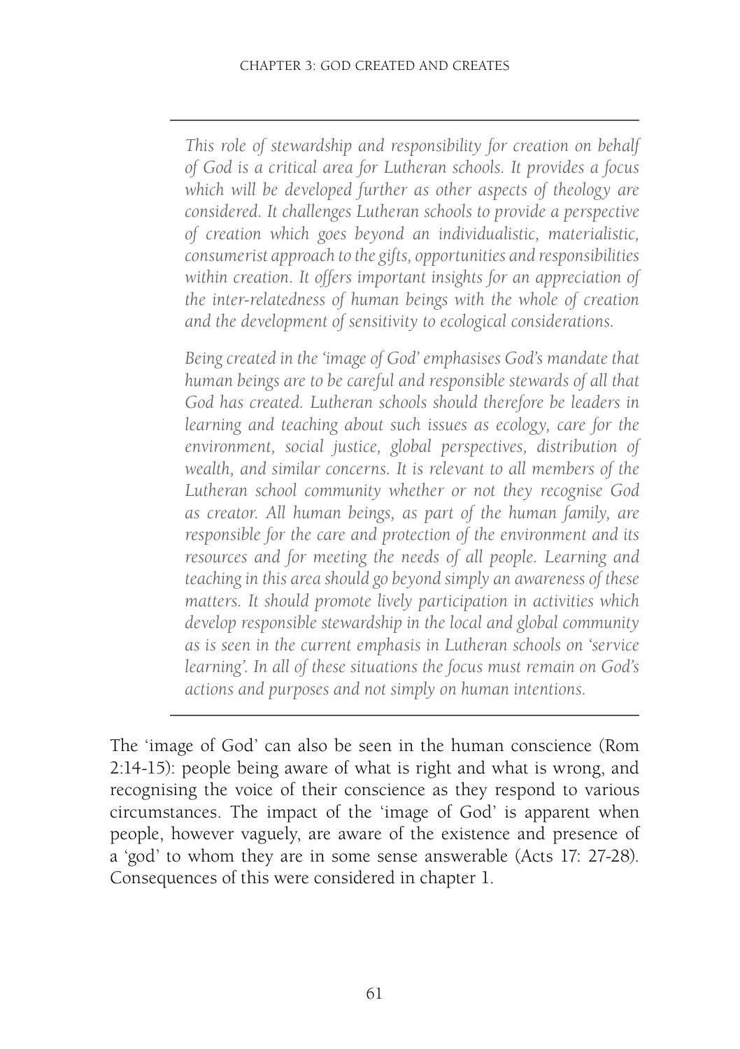*This role of stewardship and responsibility for creation on behalf of God is a critical area for Lutheran schools. It provides a focus which will be developed further as other aspects of theology are considered. It challenges Lutheran schools to provide a perspective of creation which goes beyond an individualistic, materialistic, consumerist approach to the gifts, opportunities and responsibilities within creation. It offers important insights for an appreciation of the inter-relatedness of human beings with the whole of creation and the development of sensitivity to ecological considerations.*

*Being created in the 'image of God' emphasises God's mandate that human beings are to be careful and responsible stewards of all that God has created. Lutheran schools should therefore be leaders in learning and teaching about such issues as ecology, care for the environment, social justice, global perspectives, distribution of wealth, and similar concerns. It is relevant to all members of the Lutheran school community whether or not they recognise God as creator. All human beings, as part of the human family, are responsible for the care and protection of the environment and its resources and for meeting the needs of all people. Learning and teaching in this area should go beyond simply an awareness of these matters. It should promote lively participation in activities which develop responsible stewardship in the local and global community as is seen in the current emphasis in Lutheran schools on 'service learning'. In all of these situations the focus must remain on God's actions and purposes and not simply on human intentions.*

---

The 'image of God' can also be seen in the human conscience (Rom 2:14-15): people being aware of what is right and what is wrong, and recognising the voice of their conscience as they respond to various circumstances. The impact of the 'image of God' is apparent when people, however vaguely, are aware of the existence and presence of a 'god' to whom they are in some sense answerable (Acts 17: 27-28). Consequences of this were considered in chapter 1.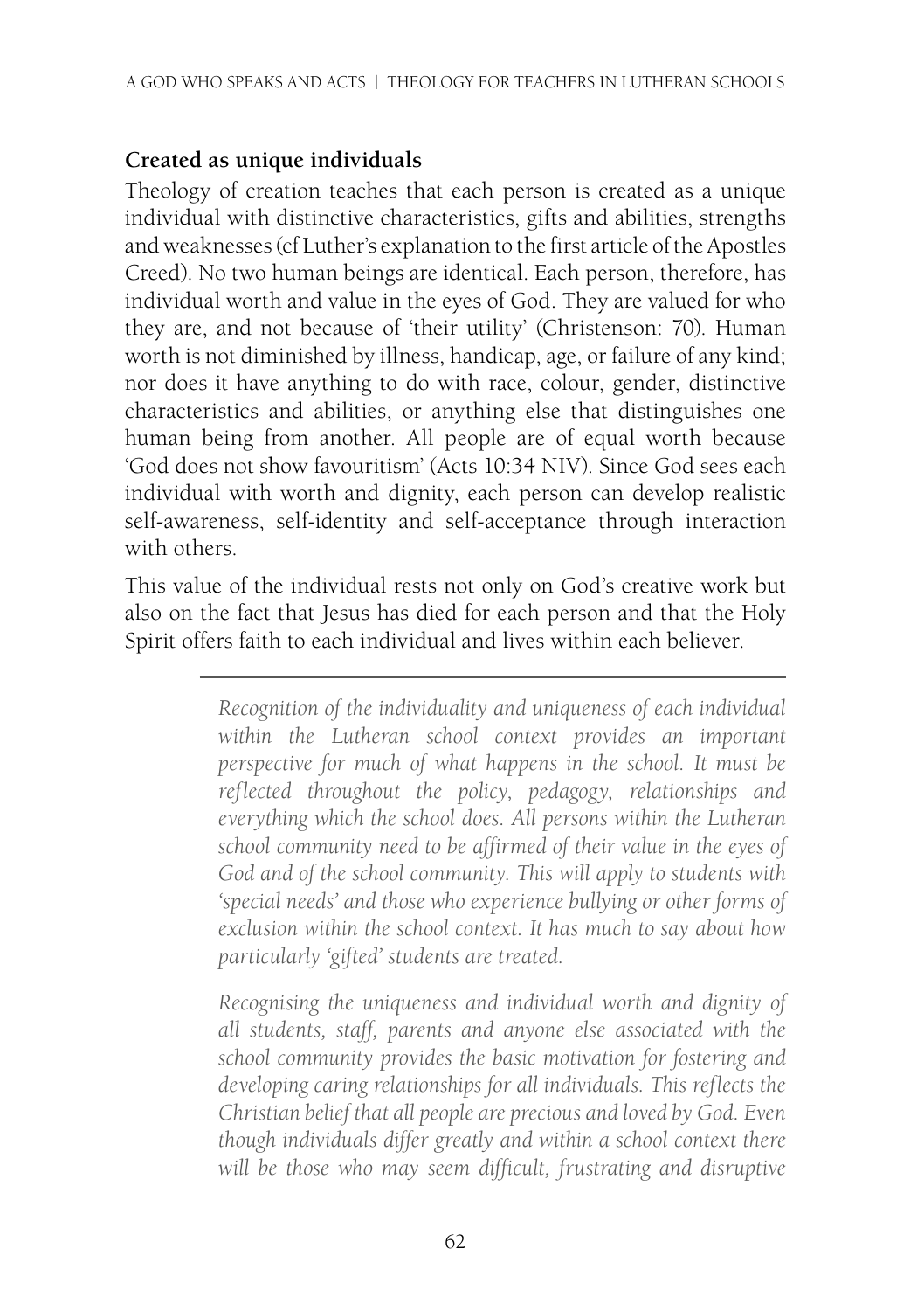### Created as unique individuals

Theology of creation teaches that each person is created as a unique individual with distinctive characteristics, gifts and abilities, strengths and weaknesses (cf Luther's explanation to the first article of the Apostles Creed). No two human beings are identical. Each person, therefore, has individual worth and value in the eyes of God. They are valued for who they are, and not because of 'their utility' (Christenson: 70). Human worth is not diminished by illness, handicap, age, or failure of any kind; nor does it have anything to do with race, colour, gender, distinctive characteristics and abilities, or anything else that distinguishes one human being from another. All people are of equal worth because 'God does not show favouritism' (Acts 10:34 NIV). Since God sees each individual with worth and dignity, each person can develop realistic self-awareness, self-identity and self-acceptance through interaction with others.

This value of the individual rests not only on God's creative work but also on the fact that Jesus has died for each person and that the Holy Spirit offers faith to each individual and lives within each believer.

---

*Recognition of the individuality and uniqueness of each individual within the Lutheran school context provides an important perspective for much of what happens in the school. It must be reflected throughout the policy, pedagogy, relationships and everything which the school does. All persons within the Lutheran school community need to be affirmed of their value in the eyes of God and of the school community. This will apply to students with 'special needs' and those who experience bullying or other forms of exclusion within the school context. It has much to say about how particularly 'gifted' students are treated.*

*Recognising the uniqueness and individual worth and dignity of all students, staff, parents and anyone else associated with the school community provides the basic motivation for fostering and developing caring relationships for all individuals. This reflects the Christian belief that all people are precious and loved by God. Even though individuals differ greatly and within a school context there will be those who may seem difficult, frustrating and disruptive*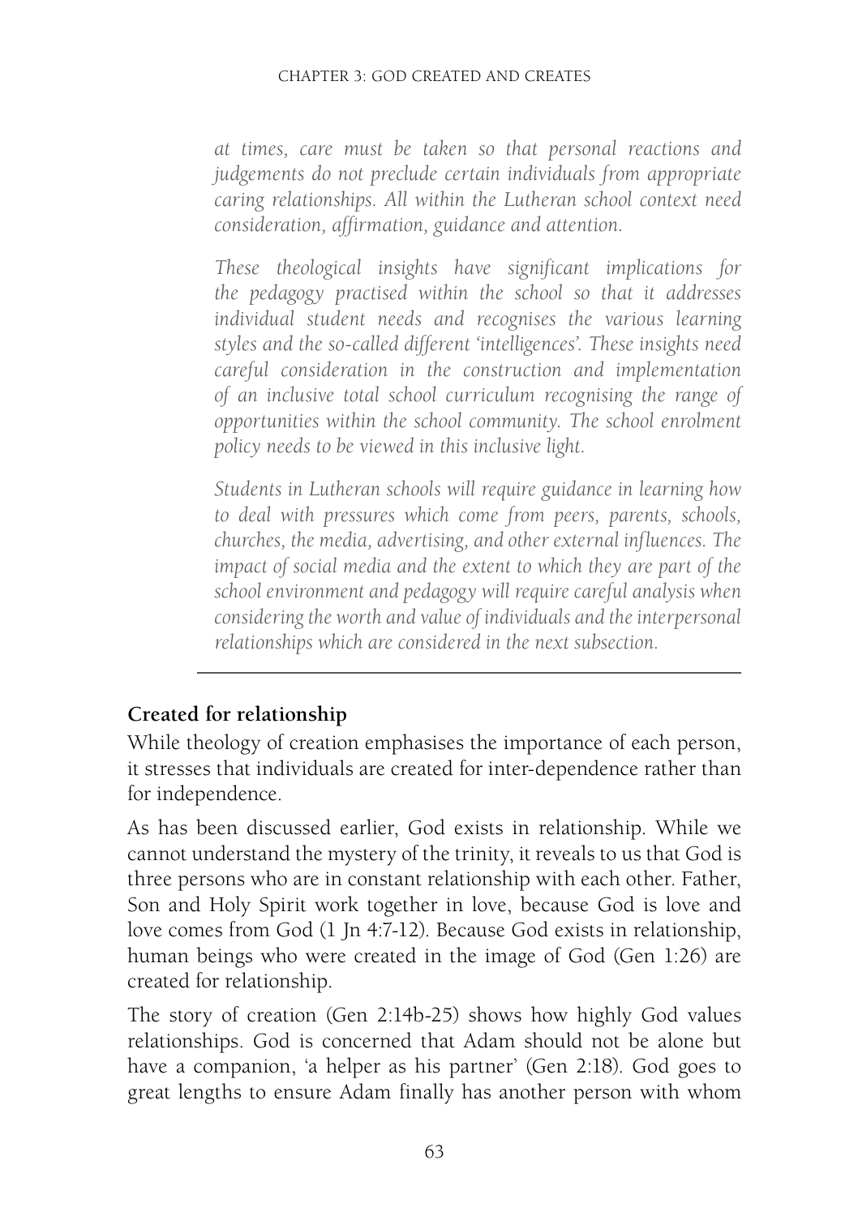*at times, care must be taken so that personal reactions and judgements do not preclude certain individuals from appropriate caring relationships. All within the Lutheran school context need consideration, affirmation, guidance and attention.*

*These theological insights have significant implications for the pedagogy practised within the school so that it addresses individual student needs and recognises the various learning styles and the so-called different 'intelligences'. These insights need careful consideration in the construction and implementation of an inclusive total school curriculum recognising the range of opportunities within the school community. The school enrolment policy needs to be viewed in this inclusive light.*

*Students in Lutheran schools will require guidance in learning how to deal with pressures which come from peers, parents, schools, churches, the media, advertising, and other external influences. The impact of social media and the extent to which they are part of the school environment and pedagogy will require careful analysis when considering the worth and value of individuals and the interpersonal relationships which are considered in the next subsection.*

---

**Created for relationship**

While theology of creation emphasises the importance of each person, it stresses that individuals are created for inter-dependence rather than for independence.

As has been discussed earlier, God exists in relationship. While we cannot understand the mystery of the trinity, it reveals to us that God is three persons who are in constant relationship with each other. Father, Son and Holy Spirit work together in love, because God is love and love comes from God (1 Jn 4:7-12). Because God exists in relationship, human beings who were created in the image of God (Gen 1:26) are created for relationship.

The story of creation (Gen 2:14b-25) shows how highly God values relationships. God is concerned that Adam should not be alone but have a companion, 'a helper as his partner' (Gen 2:18). God goes to great lengths to ensure Adam finally has another person with whom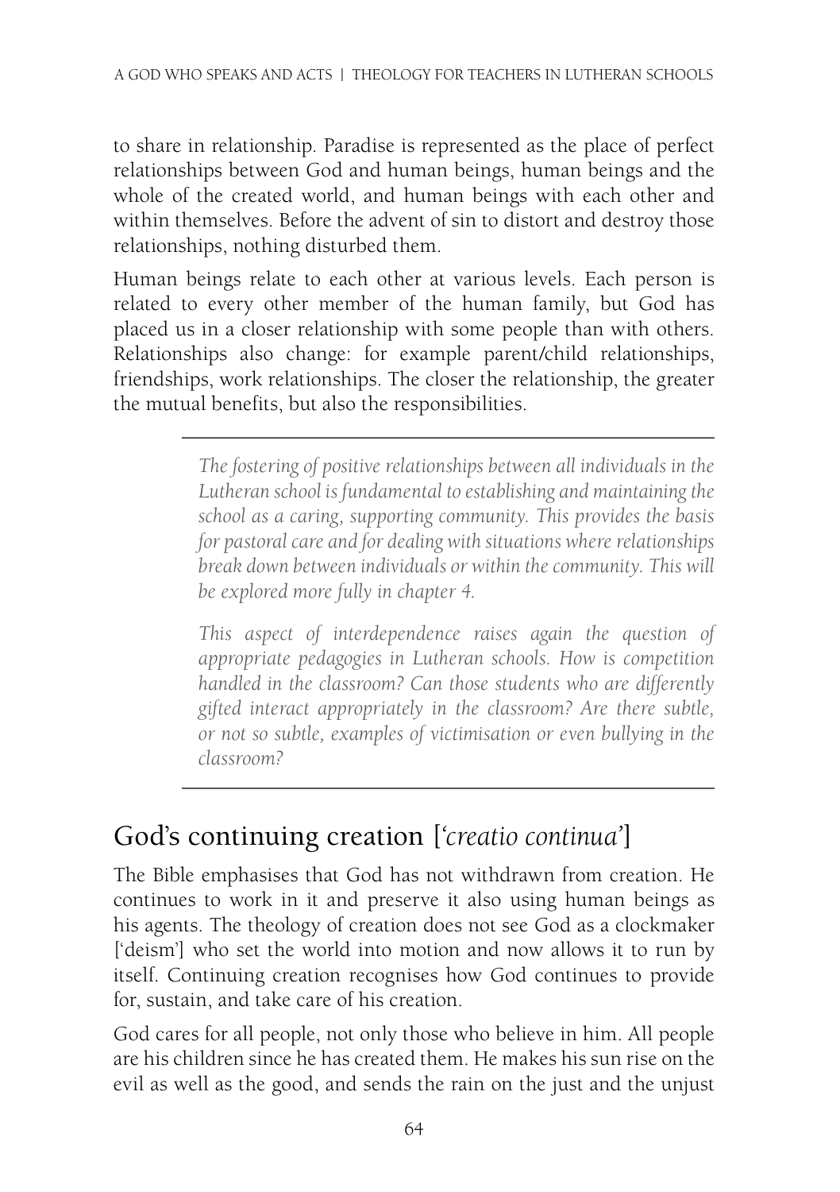to share in relationship. Paradise is represented as the place of perfect relationships between God and human beings, human beings and the whole of the created world, and human beings with each other and within themselves. Before the advent of sin to distort and destroy those relationships, nothing disturbed them.

Human beings relate to each other at various levels. Each person is related to every other member of the human family, but God has placed us in a closer relationship with some people than with others. Relationships also change: for example parent/child relationships, friendships, work relationships. The closer the relationship, the greater the mutual benefits, but also the responsibilities.

---

*The fostering of positive relationships between all individuals in the Lutheran school is fundamental to establishing and maintaining the school as a caring, supporting community. This provides the basis for pastoral care and for dealing with situations where relationships break down between individuals or within the community. This will be explored more fully in chapter 4.*

*This aspect of interdependence raises again the question of appropriate pedagogies in Lutheran schools. How is competition handled in the classroom? Can those students who are differently gifted interact appropriately in the classroom? Are there subtle, or not so subtle, examples of victimisation or even bullying in the classroom?*

---

## God's continuing creation ['*creatio continua*']

The Bible emphasises that God has not withdrawn from creation. He continues to work in it and preserve it also using human beings as his agents. The theology of creation does not see God as a clockmaker ['deism'] who set the world into motion and now allows it to run by itself. Continuing creation recognises how God continues to provide for, sustain, and take care of his creation.

God cares for all people, not only those who believe in him. All people are his children since he has created them. He makes his sun rise on the evil as well as the good, and sends the rain on the just and the unjust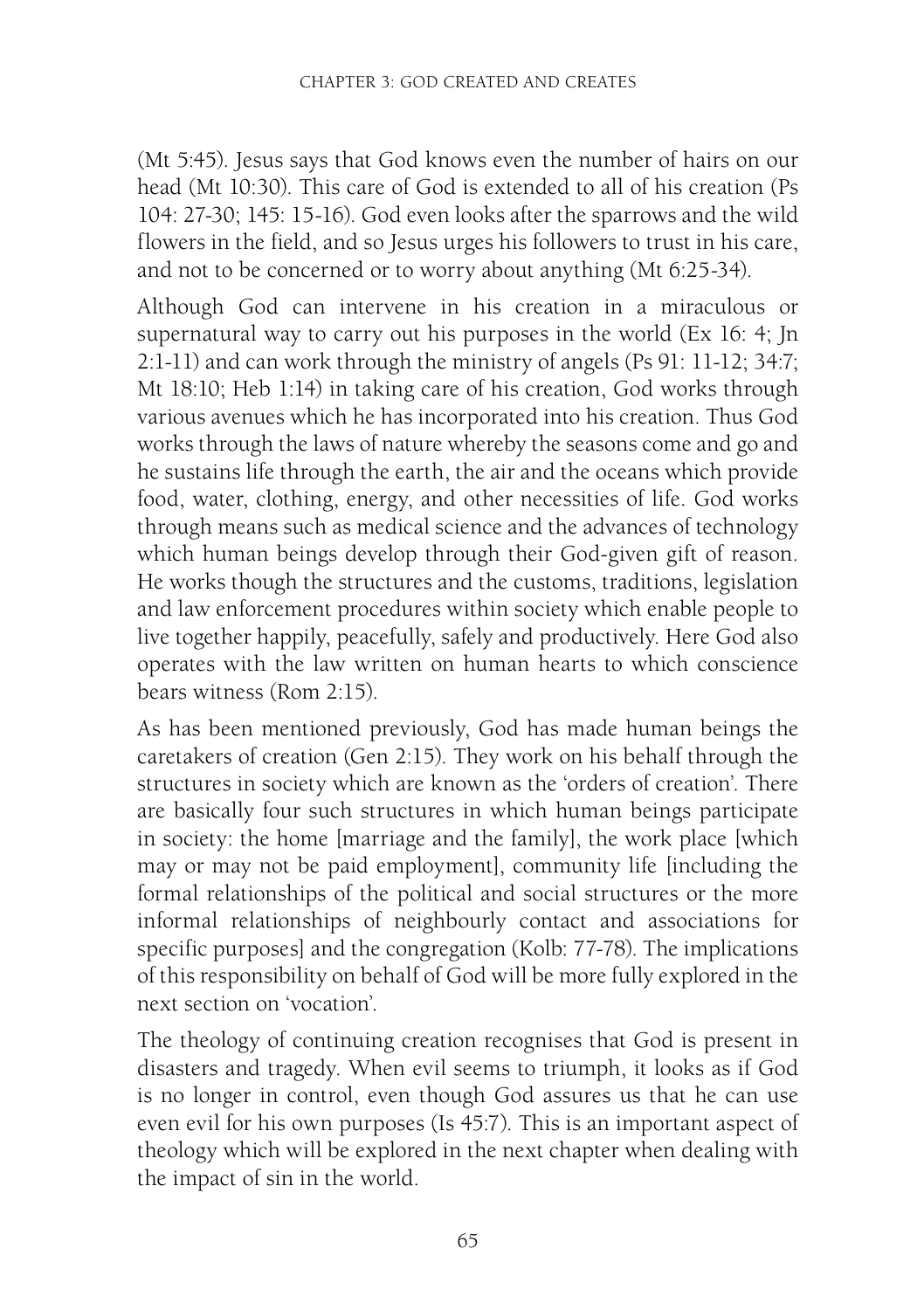(Mt 5:45). Jesus says that God knows even the number of hairs on our head (Mt 10:30). This care of God is extended to all of his creation (Ps 104: 27-30; 145: 15-16). God even looks after the sparrows and the wild flowers in the field, and so Jesus urges his followers to trust in his care, and not to be concerned or to worry about anything (Mt 6:25-34).

Although God can intervene in his creation in a miraculous or supernatural way to carry out his purposes in the world (Ex 16: 4; Jn 2:1-11) and can work through the ministry of angels (Ps 91: 11-12; 34:7; Mt 18:10; Heb 1:14) in taking care of his creation, God works through various avenues which he has incorporated into his creation. Thus God works through the laws of nature whereby the seasons come and go and he sustains life through the earth, the air and the oceans which provide food, water, clothing, energy, and other necessities of life. God works through means such as medical science and the advances of technology which human beings develop through their God-given gift of reason. He works though the structures and the customs, traditions, legislation and law enforcement procedures within society which enable people to live together happily, peacefully, safely and productively. Here God also operates with the law written on human hearts to which conscience bears witness (Rom 2:15).

As has been mentioned previously, God has made human beings the caretakers of creation (Gen 2:15). They work on his behalf through the structures in society which are known as the 'orders of creation'. There are basically four such structures in which human beings participate in society: the home [marriage and the family], the work place [which may or may not be paid employment], community life [including the formal relationships of the political and social structures or the more informal relationships of neighbourly contact and associations for specific purposes] and the congregation (Kolb: 77-78). The implications of this responsibility on behalf of God will be more fully explored in the next section on 'vocation'.

The theology of continuing creation recognises that God is present in disasters and tragedy. When evil seems to triumph, it looks as if God is no longer in control, even though God assures us that he can use even evil for his own purposes (Is 45:7). This is an important aspect of theology which will be explored in the next chapter when dealing with the impact of sin in the world.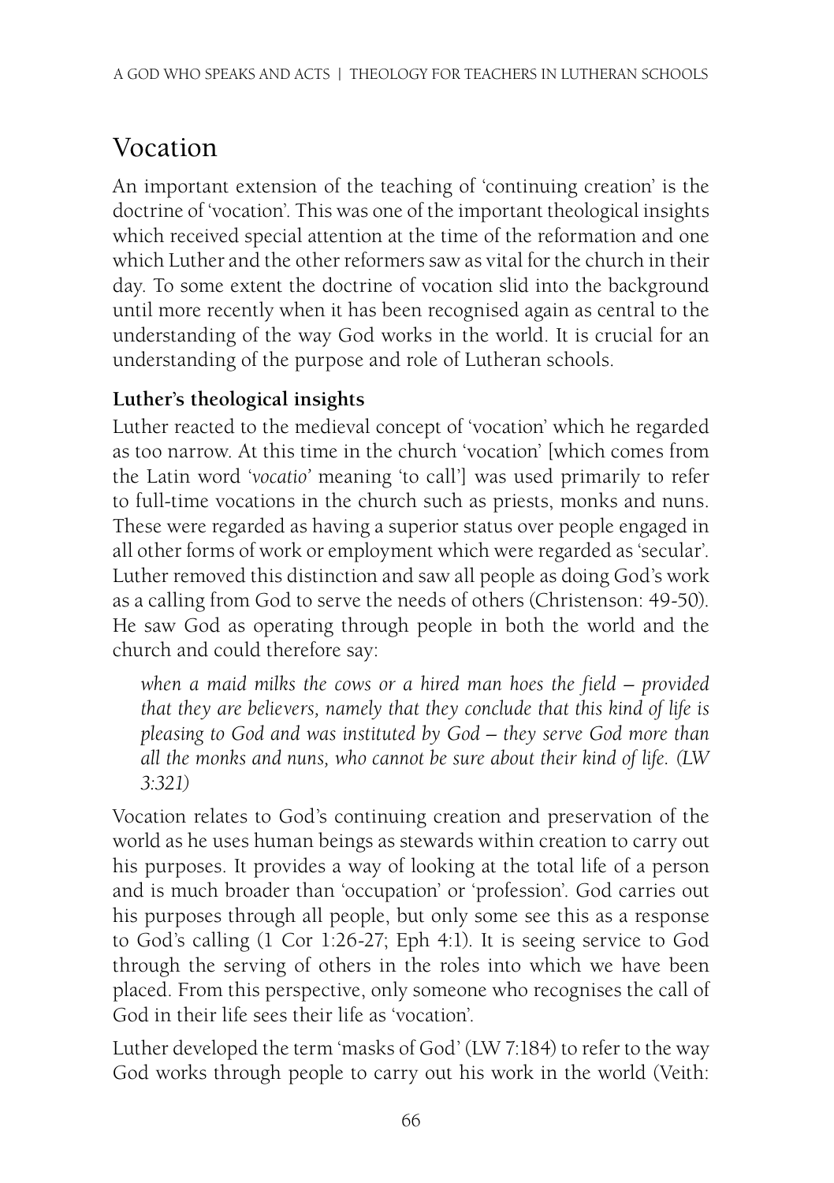# Vocation

An important extension of the teaching of 'continuing creation' is the doctrine of 'vocation'. This was one of the important theological insights which received special attention at the time of the reformation and one which Luther and the other reformers saw as vital for the church in their day. To some extent the doctrine of vocation slid into the background until more recently when it has been recognised again as central to the understanding of the way God works in the world. It is crucial for an understanding of the purpose and role of Lutheran schools.

**Luther's theological insights**

Luther reacted to the medieval concept of 'vocation' which he regarded as too narrow. At this time in the church 'vocation' [which comes from the Latin word '*vocatio*' meaning 'to call'] was used primarily to refer to full-time vocations in the church such as priests, monks and nuns. These were regarded as having a superior status over people engaged in all other forms of work or employment which were regarded as 'secular'. Luther removed this distinction and saw all people as doing God's work as a calling from God to serve the needs of others (Christenson: 49-50). He saw God as operating through people in both the world and the church and could therefore say:

> *when a maid milks the cows or a hired man hoes the field – provided that they are believers, namely that they conclude that this kind of life is pleasing to God and was instituted by God – they serve God more than all the monks and nuns, who cannot be sure about their kind of life. (LW 3:321)*

Vocation relates to God's continuing creation and preservation of the world as he uses human beings as stewards within creation to carry out his purposes. It provides a way of looking at the total life of a person and is much broader than 'occupation' or 'profession'. God carries out his purposes through all people, but only some see this as a response to God's calling (1 Cor 1:26-27; Eph 4:1). It is seeing service to God through the serving of others in the roles into which we have been placed. From this perspective, only someone who recognises the call of God in their life sees their life as 'vocation'.

Luther developed the term 'masks of God' (LW 7:184) to refer to the way God works through people to carry out his work in the world (Veith: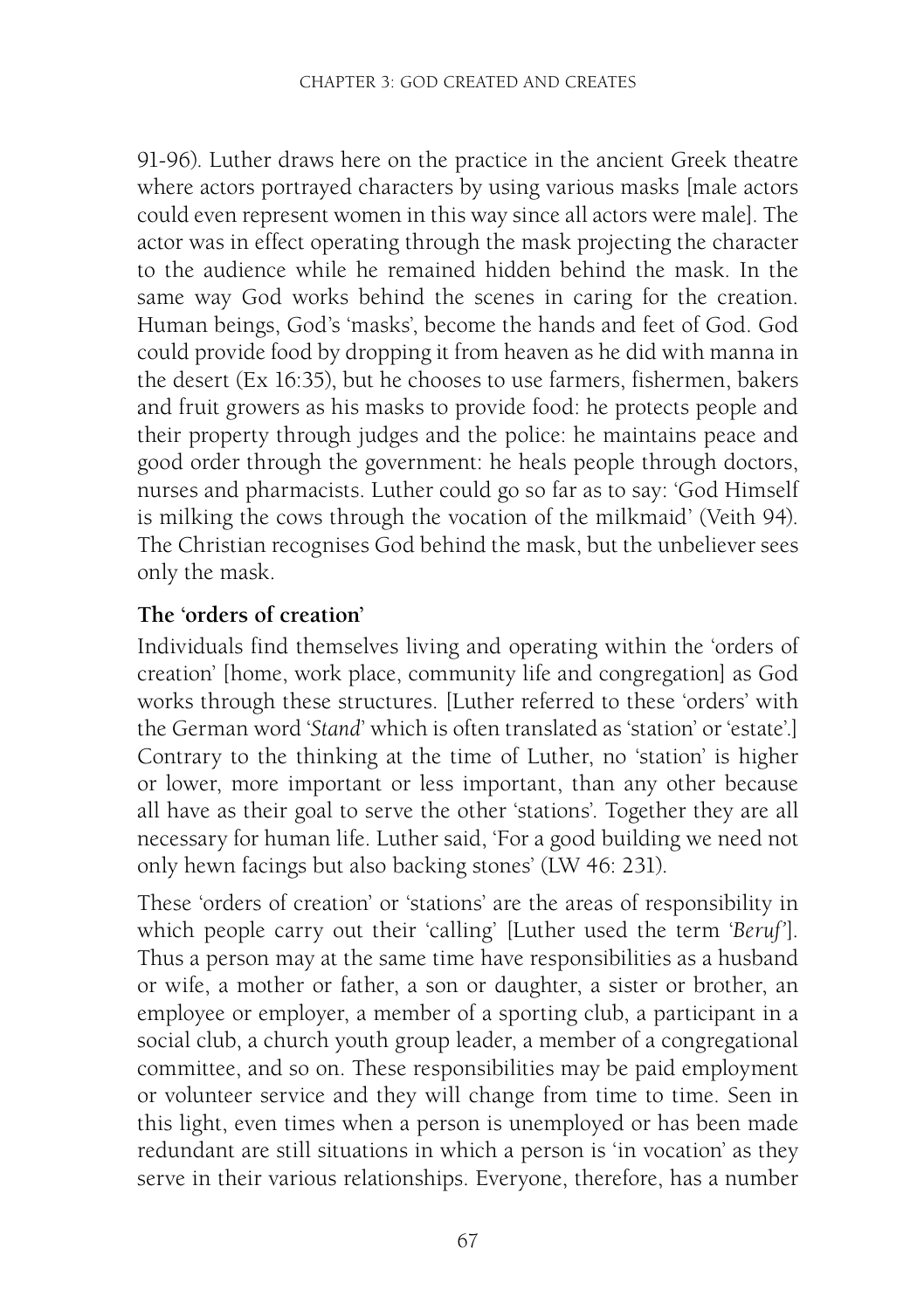91-96). Luther draws here on the practice in the ancient Greek theatre where actors portrayed characters by using various masks [male actors could even represent women in this way since all actors were male]. The actor was in effect operating through the mask projecting the character to the audience while he remained hidden behind the mask. In the same way God works behind the scenes in caring for the creation. Human beings, God's 'masks', become the hands and feet of God. God could provide food by dropping it from heaven as he did with manna in the desert (Ex 16:35), but he chooses to use farmers, fishermen, bakers and fruit growers as his masks to provide food: he protects people and their property through judges and the police: he maintains peace and good order through the government: he heals people through doctors, nurses and pharmacists. Luther could go so far as to say: 'God Himself is milking the cows through the vocation of the milkmaid' (Veith 94). The Christian recognises God behind the mask, but the unbeliever sees only the mask.

**The 'orders of creation'**

Individuals find themselves living and operating within the 'orders of creation' [home, work place, community life and congregation] as God works through these structures. [Luther referred to these 'orders' with the German word '*Stand*' which is often translated as 'station' or 'estate'.] Contrary to the thinking at the time of Luther, no 'station' is higher or lower, more important or less important, than any other because all have as their goal to serve the other 'stations'. Together they are all necessary for human life. Luther said, 'For a good building we need not only hewn facings but also backing stones' (LW 46: 231).

These 'orders of creation' or 'stations' are the areas of responsibility in which people carry out their 'calling' [Luther used the term '*Beruf*']. Thus a person may at the same time have responsibilities as a husband or wife, a mother or father, a son or daughter, a sister or brother, an employee or employer, a member of a sporting club, a participant in a social club, a church youth group leader, a member of a congregational committee, and so on. These responsibilities may be paid employment or volunteer service and they will change from time to time. Seen in this light, even times when a person is unemployed or has been made redundant are still situations in which a person is 'in vocation' as they serve in their various relationships. Everyone, therefore, has a number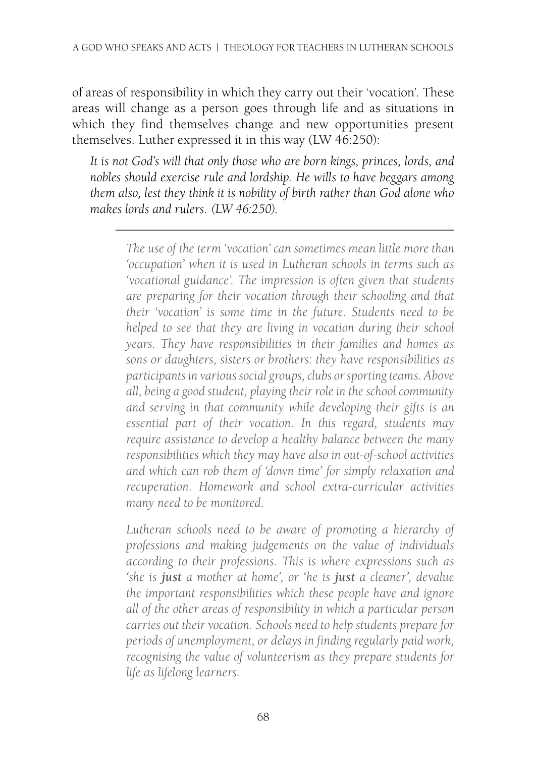of areas of responsibility in which they carry out their 'vocation'. These areas will change as a person goes through life and as situations in which they find themselves change and new opportunities present themselves. Luther expressed it in this way (LW 46:250):

> *It is not God's will that only those who are born kings, princes, lords, and nobles should exercise rule and lordship. He wills to have beggars among them also, lest they think it is nobility of birth rather than God alone who makes lords and rulers. (LW 46:250).*

---

*The use of the term 'vocation' can sometimes mean little more than 'occupation' when it is used in Lutheran schools in terms such as 'vocational guidance'. The impression is often given that students are preparing for their vocation through their schooling and that their 'vocation' is some time in the future. Students need to be helped to see that they are living in vocation during their school years. They have responsibilities in their families and homes as sons or daughters, sisters or brothers: they have responsibilities as participants in various social groups, clubs or sporting teams. Above all, being a good student, playing their role in the school community and serving in that community while developing their gifts is an essential part of their vocation. In this regard, students may require assistance to develop a healthy balance between the many responsibilities which they may have also in out-of-school activities and which can rob them of 'down time' for simply relaxation and recuperation. Homework and school extra-curricular activities many need to be monitored.*

*Lutheran schools need to be aware of promoting a hierarchy of professions and making judgements on the value of individuals according to their professions. This is where expressions such as 'she is* ***just*** *a mother at home', or 'he is* ***just*** *a cleaner', devalue the important responsibilities which these people have and ignore all of the other areas of responsibility in which a particular person carries out their vocation. Schools need to help students prepare for periods of unemployment, or delays in finding regularly paid work, recognising the value of volunteerism as they prepare students for life as lifelong learners.*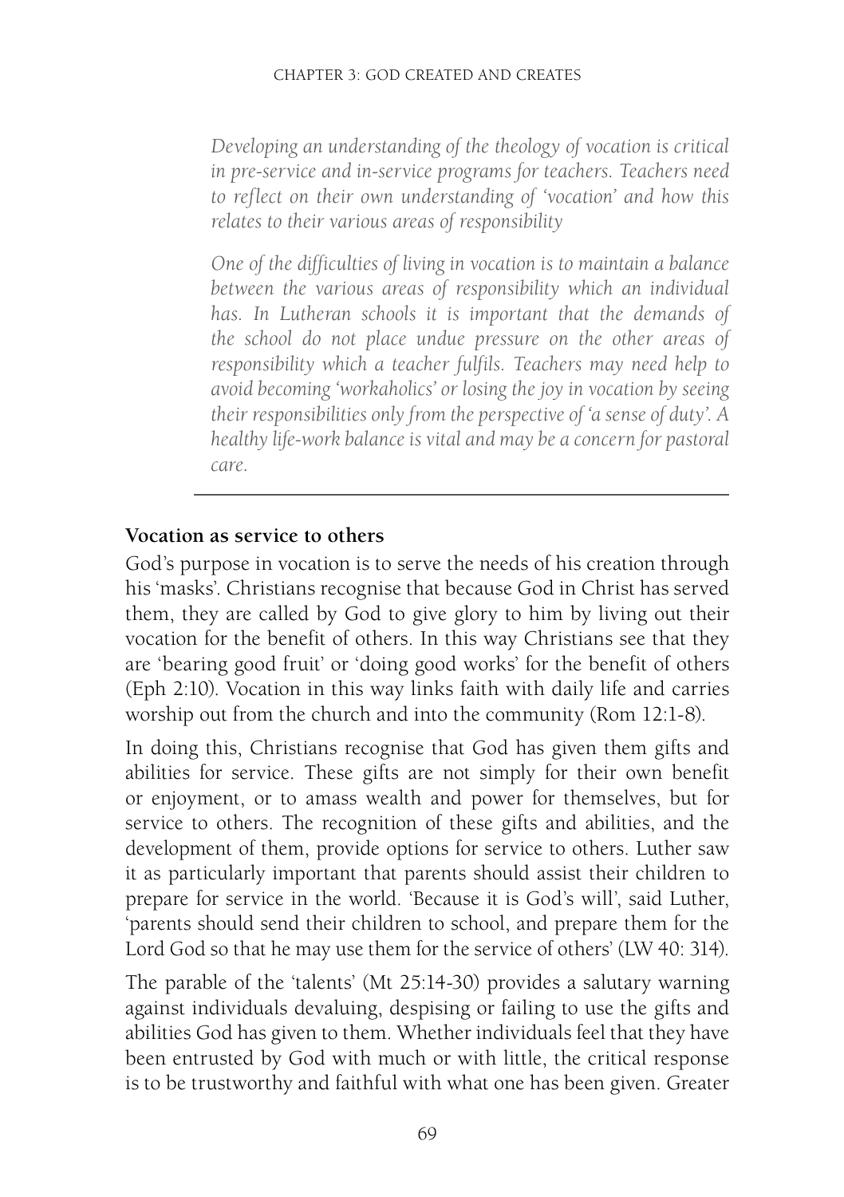*Developing an understanding of the theology of vocation is critical in pre-service and in-service programs for teachers. Teachers need to reflect on their own understanding of 'vocation' and how this relates to their various areas of responsibility*

*One of the difficulties of living in vocation is to maintain a balance between the various areas of responsibility which an individual has. In Lutheran schools it is important that the demands of the school do not place undue pressure on the other areas of responsibility which a teacher fulfils. Teachers may need help to avoid becoming 'workaholics' or losing the joy in vocation by seeing their responsibilities only from the perspective of 'a sense of duty'. A healthy life-work balance is vital and may be a concern for pastoral care.*

---

**Vocation as service to others**

God's purpose in vocation is to serve the needs of his creation through his 'masks'. Christians recognise that because God in Christ has served them, they are called by God to give glory to him by living out their vocation for the benefit of others. In this way Christians see that they are 'bearing good fruit' or 'doing good works' for the benefit of others (Eph 2:10). Vocation in this way links faith with daily life and carries worship out from the church and into the community (Rom 12:1-8).

In doing this, Christians recognise that God has given them gifts and abilities for service. These gifts are not simply for their own benefit or enjoyment, or to amass wealth and power for themselves, but for service to others. The recognition of these gifts and abilities, and the development of them, provide options for service to others. Luther saw it as particularly important that parents should assist their children to prepare for service in the world. 'Because it is God's will', said Luther, 'parents should send their children to school, and prepare them for the Lord God so that he may use them for the service of others' (LW 40: 314).

The parable of the 'talents' (Mt 25:14-30) provides a salutary warning against individuals devaluing, despising or failing to use the gifts and abilities God has given to them. Whether individuals feel that they have been entrusted by God with much or with little, the critical response is to be trustworthy and faithful with what one has been given. Greater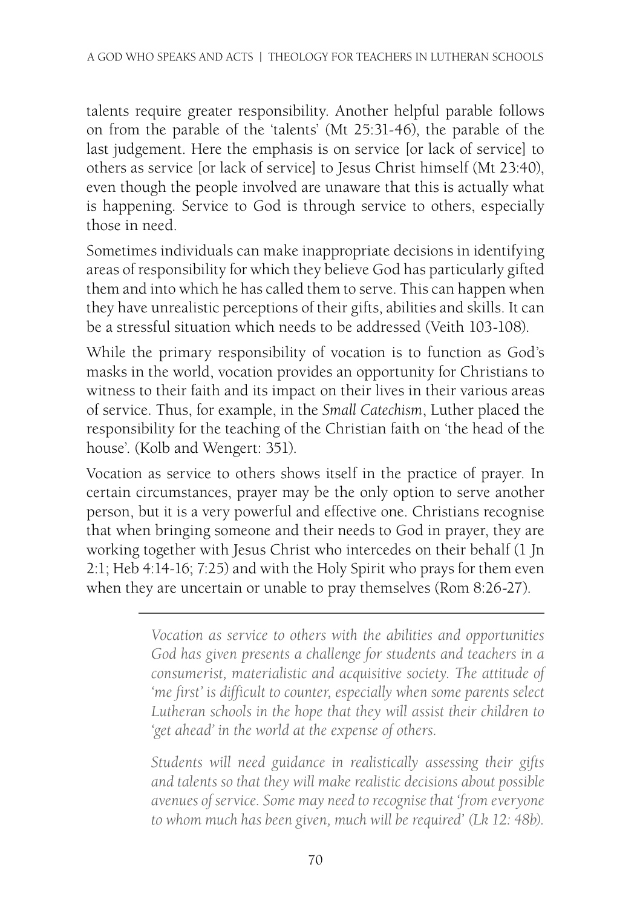talents require greater responsibility. Another helpful parable follows on from the parable of the 'talents' (Mt 25:31-46), the parable of the last judgement. Here the emphasis is on service [or lack of service] to others as service [or lack of service] to Jesus Christ himself (Mt 23:40), even though the people involved are unaware that this is actually what is happening. Service to God is through service to others, especially those in need.

Sometimes individuals can make inappropriate decisions in identifying areas of responsibility for which they believe God has particularly gifted them and into which he has called them to serve. This can happen when they have unrealistic perceptions of their gifts, abilities and skills. It can be a stressful situation which needs to be addressed (Veith 103-108).

While the primary responsibility of vocation is to function as God's masks in the world, vocation provides an opportunity for Christians to witness to their faith and its impact on their lives in their various areas of service. Thus, for example, in the *Small Catechism*, Luther placed the responsibility for the teaching of the Christian faith on 'the head of the house'. (Kolb and Wengert: 351).

Vocation as service to others shows itself in the practice of prayer. In certain circumstances, prayer may be the only option to serve another person, but it is a very powerful and effective one. Christians recognise that when bringing someone and their needs to God in prayer, they are working together with Jesus Christ who intercedes on their behalf (1 Jn 2:1; Heb 4:14-16; 7:25) and with the Holy Spirit who prays for them even when they are uncertain or unable to pray themselves (Rom 8:26-27).

---

*Vocation as service to others with the abilities and opportunities God has given presents a challenge for students and teachers in a consumerist, materialistic and acquisitive society. The attitude of 'me first' is difficult to counter, especially when some parents select Lutheran schools in the hope that they will assist their children to 'get ahead' in the world at the expense of others.*

*Students will need guidance in realistically assessing their gifts and talents so that they will make realistic decisions about possible avenues of service. Some may need to recognise that 'from everyone to whom much has been given, much will be required' (Lk 12: 48b).*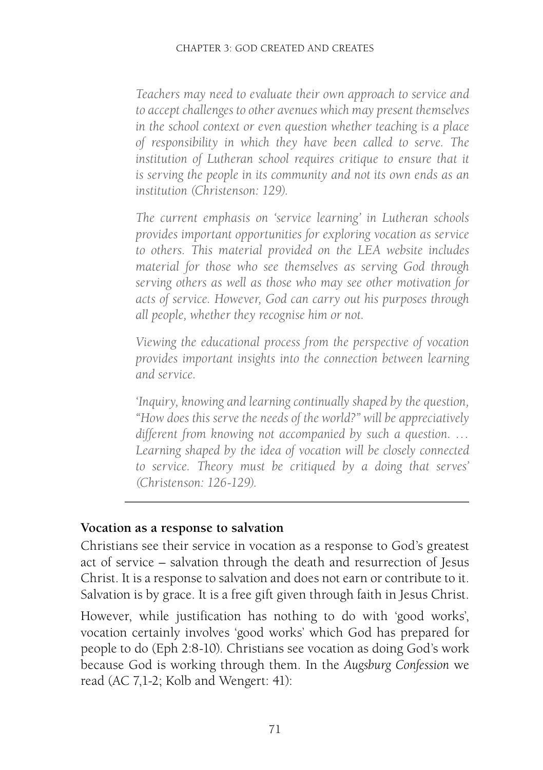*Teachers may need to evaluate their own approach to service and to accept challenges to other avenues which may present themselves in the school context or even question whether teaching is a place of responsibility in which they have been called to serve. The institution of Lutheran school requires critique to ensure that it is serving the people in its community and not its own ends as an institution (Christenson: 129).*

*The current emphasis on 'service learning' in Lutheran schools provides important opportunities for exploring vocation as service to others. This material provided on the LEA website includes material for those who see themselves as serving God through serving others as well as those who may see other motivation for acts of service. However, God can carry out his purposes through all people, whether they recognise him or not.*

*Viewing the educational process from the perspective of vocation provides important insights into the connection between learning and service.*

*'Inquiry, knowing and learning continually shaped by the question, "How does this serve the needs of the world?" will be appreciatively different from knowing not accompanied by such a question. … Learning shaped by the idea of vocation will be closely connected to service. Theory must be critiqued by a doing that serves' (Christenson: 126-129).*

---

**Vocation as a response to salvation**

Christians see their service in vocation as a response to God's greatest act of service – salvation through the death and resurrection of Jesus Christ. It is a response to salvation and does not earn or contribute to it. Salvation is by grace. It is a free gift given through faith in Jesus Christ.

However, while justification has nothing to do with 'good works', vocation certainly involves 'good works' which God has prepared for people to do (Eph 2:8-10). Christians see vocation as doing God's work because God is working through them. In the *Augsburg Confession* we read (AC 7,1-2; Kolb and Wengert: 41):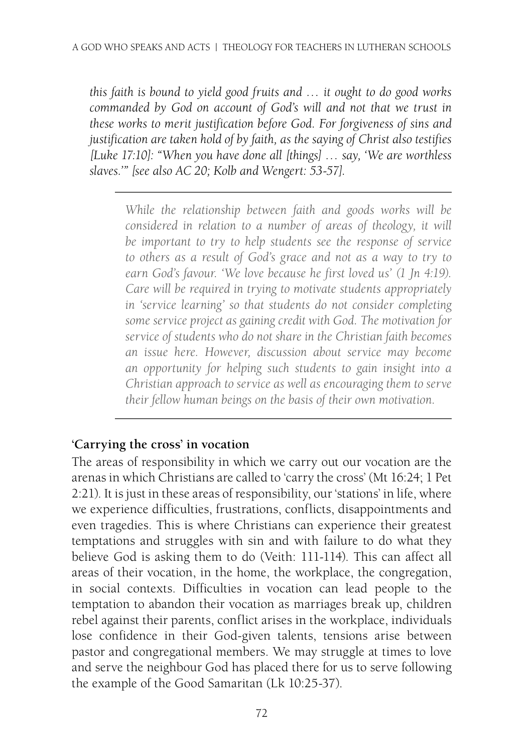*this faith is bound to yield good fruits and … it ought to do good works commanded by God on account of God's will and not that we trust in these works to merit justification before God. For forgiveness of sins and justification are taken hold of by faith, as the saying of Christ also testifies [Luke 17:10]: "When you have done all [things] … say, 'We are worthless slaves.'" [see also AC 20; Kolb and Wengert: 53-57].*

---

*While the relationship between faith and goods works will be considered in relation to a number of areas of theology, it will be important to try to help students see the response of service to others as a result of God's grace and not as a way to try to earn God's favour. 'We love because he first loved us' (1 Jn 4:19). Care will be required in trying to motivate students appropriately in 'service learning' so that students do not consider completing some service project as gaining credit with God. The motivation for service of students who do not share in the Christian faith becomes an issue here. However, discussion about service may become an opportunity for helping such students to gain insight into a Christian approach to service as well as encouraging them to serve their fellow human beings on the basis of their own motivation.*

---

### 'Carrying the cross' in vocation

The areas of responsibility in which we carry out our vocation are the arenas in which Christians are called to 'carry the cross' (Mt 16:24; 1 Pet 2:21). It is just in these areas of responsibility, our 'stations' in life, where we experience difficulties, frustrations, conflicts, disappointments and even tragedies. This is where Christians can experience their greatest temptations and struggles with sin and with failure to do what they believe God is asking them to do (Veith: 111-114). This can affect all areas of their vocation, in the home, the workplace, the congregation, in social contexts. Difficulties in vocation can lead people to the temptation to abandon their vocation as marriages break up, children rebel against their parents, conflict arises in the workplace, individuals lose confidence in their God-given talents, tensions arise between pastor and congregational members. We may struggle at times to love and serve the neighbour God has placed there for us to serve following the example of the Good Samaritan (Lk 10:25-37).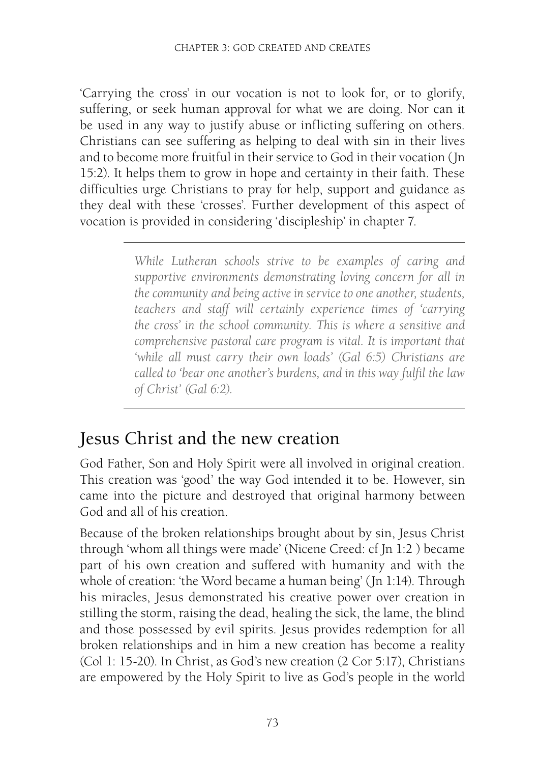'Carrying the cross' in our vocation is not to look for, or to glorify, suffering, or seek human approval for what we are doing. Nor can it be used in any way to justify abuse or inflicting suffering on others. Christians can see suffering as helping to deal with sin in their lives and to become more fruitful in their service to God in their vocation (Jn 15:2). It helps them to grow in hope and certainty in their faith. These difficulties urge Christians to pray for help, support and guidance as they deal with these 'crosses'. Further development of this aspect of vocation is provided in considering 'discipleship' in chapter 7.

---

*While Lutheran schools strive to be examples of caring and supportive environments demonstrating loving concern for all in the community and being active in service to one another, students, teachers and staff will certainly experience times of 'carrying the cross' in the school community. This is where a sensitive and comprehensive pastoral care program is vital. It is important that 'while all must carry their own loads' (Gal 6:5) Christians are called to 'bear one another's burdens, and in this way fulfil the law of Christ' (Gal 6:2).*

---

## Jesus Christ and the new creation

God Father, Son and Holy Spirit were all involved in original creation. This creation was 'good' the way God intended it to be. However, sin came into the picture and destroyed that original harmony between God and all of his creation.

Because of the broken relationships brought about by sin, Jesus Christ through 'whom all things were made' (Nicene Creed: cf Jn 1:2 ) became part of his own creation and suffered with humanity and with the whole of creation: 'the Word became a human being' (Jn 1:14). Through his miracles, Jesus demonstrated his creative power over creation in stilling the storm, raising the dead, healing the sick, the lame, the blind and those possessed by evil spirits. Jesus provides redemption for all broken relationships and in him a new creation has become a reality (Col 1: 15-20). In Christ, as God's new creation (2 Cor 5:17), Christians are empowered by the Holy Spirit to live as God's people in the world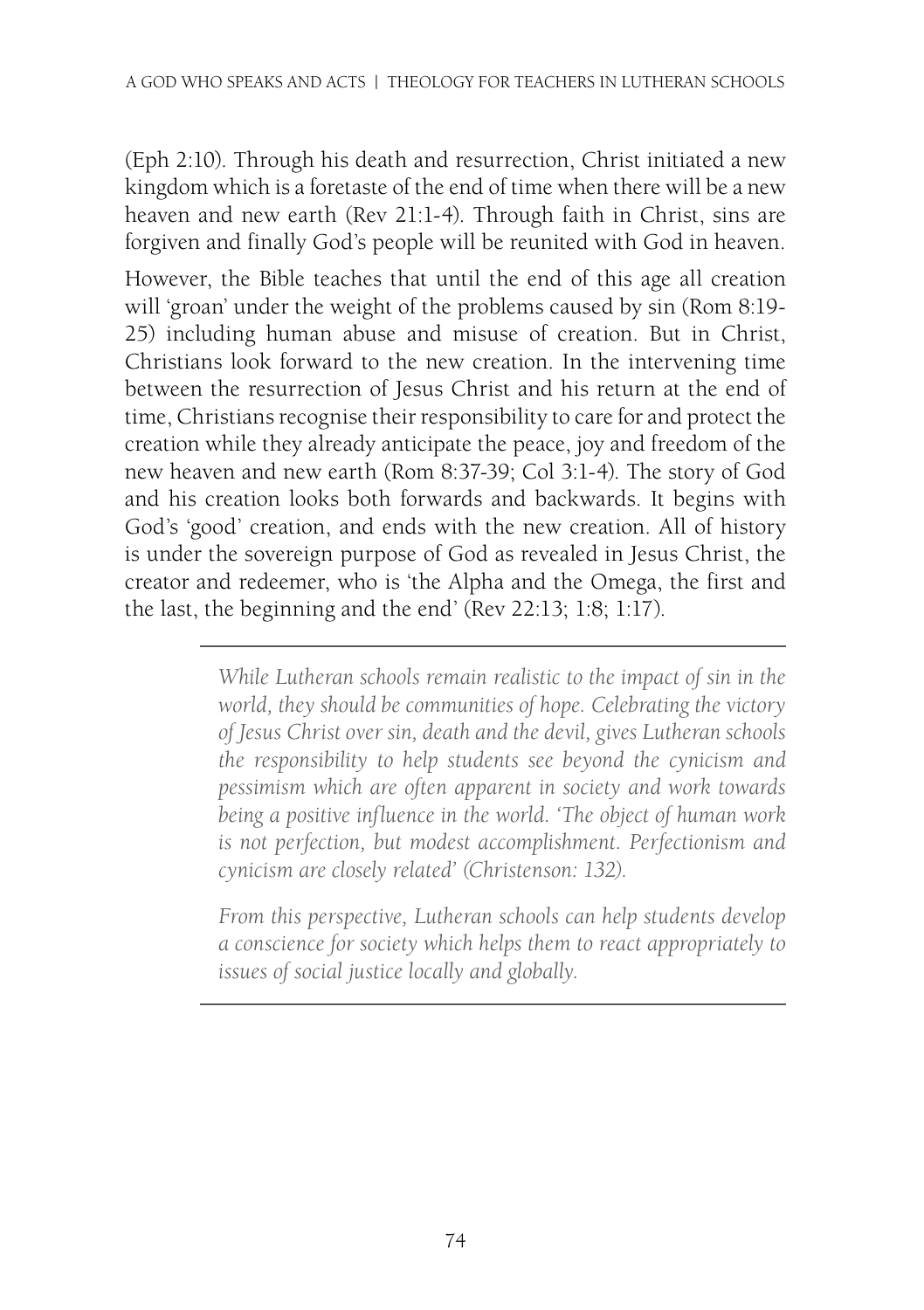(Eph 2:10). Through his death and resurrection, Christ initiated a new kingdom which is a foretaste of the end of time when there will be a new heaven and new earth (Rev 21:1-4). Through faith in Christ, sins are forgiven and finally God's people will be reunited with God in heaven.

However, the Bible teaches that until the end of this age all creation will 'groan' under the weight of the problems caused by sin (Rom 8:19-25) including human abuse and misuse of creation. But in Christ, Christians look forward to the new creation. In the intervening time between the resurrection of Jesus Christ and his return at the end of time, Christians recognise their responsibility to care for and protect the creation while they already anticipate the peace, joy and freedom of the new heaven and new earth (Rom 8:37-39; Col 3:1-4). The story of God and his creation looks both forwards and backwards. It begins with God's 'good' creation, and ends with the new creation. All of history is under the sovereign purpose of God as revealed in Jesus Christ, the creator and redeemer, who is 'the Alpha and the Omega, the first and the last, the beginning and the end' (Rev 22:13; 1:8; 1:17).

---

*While Lutheran schools remain realistic to the impact of sin in the world, they should be communities of hope. Celebrating the victory of Jesus Christ over sin, death and the devil, gives Lutheran schools the responsibility to help students see beyond the cynicism and pessimism which are often apparent in society and work towards being a positive influence in the world. 'The object of human work is not perfection, but modest accomplishment. Perfectionism and cynicism are closely related' (Christenson: 132).*

*From this perspective, Lutheran schools can help students develop a conscience for society which helps them to react appropriately to issues of social justice locally and globally.*

---